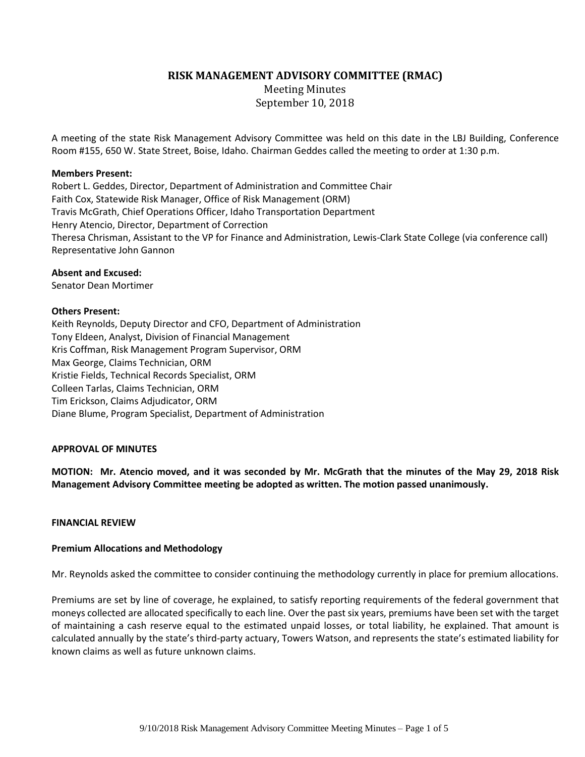# RISK MANAGEMENT ADVISORY COMMITTEE (RMAC)

Meeting Minutes

September 10, 2018

A meeting of the state Risk Management Advisory Committee was held on this date in the LBJ Building, Conference Room #155, 650 W. State Street, Boise, Idaho. Chairman Geddes called the meeting to order at 1:30 p.m.

**Members Present:**

Robert L. Geddes, Director, Department of Administration and Committee Chair
Faith Cox, Statewide Risk Manager, Office of Risk Management (ORM)
Travis McGrath, Chief Operations Officer, Idaho Transportation Department
Henry Atencio, Director, Department of Correction
Theresa Chrisman, Assistant to the VP for Finance and Administration, Lewis-Clark State College (via conference call)
Representative John Gannon

**Absent and Excused:**

Senator Dean Mortimer

**Others Present:**

Keith Reynolds, Deputy Director and CFO, Department of Administration
Tony Eldeen, Analyst, Division of Financial Management
Kris Coffman, Risk Management Program Supervisor, ORM
Max George, Claims Technician, ORM
Kristie Fields, Technical Records Specialist, ORM
Colleen Tarlas, Claims Technician, ORM
Tim Erickson, Claims Adjudicator, ORM
Diane Blume, Program Specialist, Department of Administration

**APPROVAL OF MINUTES**

**MOTION: Mr. Atencio moved, and it was seconded by Mr. McGrath that the minutes of the May 29, 2018 Risk Management Advisory Committee meeting be adopted as written. The motion passed unanimously.**

**FINANCIAL REVIEW**

**Premium Allocations and Methodology**

Mr. Reynolds asked the committee to consider continuing the methodology currently in place for premium allocations.

Premiums are set by line of coverage, he explained, to satisfy reporting requirements of the federal government that moneys collected are allocated specifically to each line. Over the past six years, premiums have been set with the target of maintaining a cash reserve equal to the estimated unpaid losses, or total liability, he explained. That amount is calculated annually by the state's third-party actuary, Towers Watson, and represents the state's estimated liability for known claims as well as future unknown claims.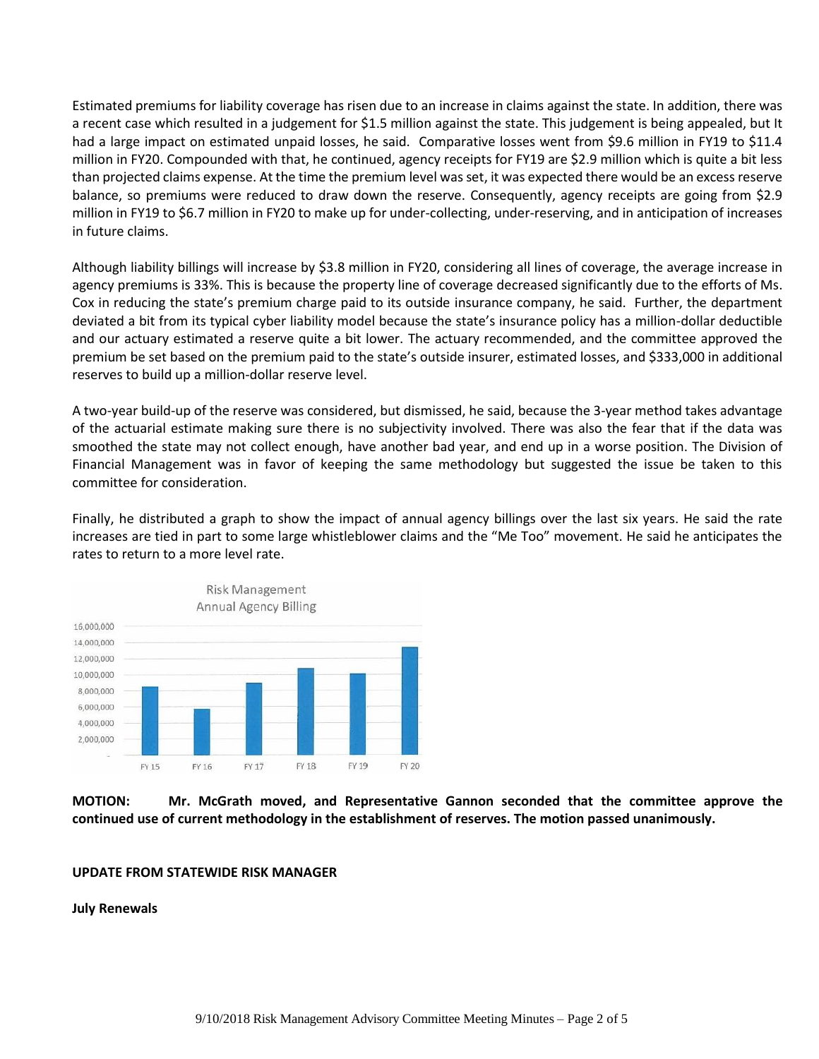Estimated premiums for liability coverage has risen due to an increase in claims against the state. In addition, there was a recent case which resulted in a judgement for $1.5 million against the state. This judgement is being appealed, but It had a large impact on estimated unpaid losses, he said. Comparative losses went from $9.6 million in FY19 to $11.4 million in FY20. Compounded with that, he continued, agency receipts for FY19 are $2.9 million which is quite a bit less than projected claims expense. At the time the premium level was set, it was expected there would be an excess reserve balance, so premiums were reduced to draw down the reserve. Consequently, agency receipts are going from $2.9 million in FY19 to $6.7 million in FY20 to make up for under-collecting, under-reserving, and in anticipation of increases in future claims.

Although liability billings will increase by $3.8 million in FY20, considering all lines of coverage, the average increase in agency premiums is 33%. This is because the property line of coverage decreased significantly due to the efforts of Ms. Cox in reducing the state's premium charge paid to its outside insurance company, he said. Further, the department deviated a bit from its typical cyber liability model because the state's insurance policy has a million-dollar deductible and our actuary estimated a reserve quite a bit lower. The actuary recommended, and the committee approved the premium be set based on the premium paid to the state's outside insurer, estimated losses, and $333,000 in additional reserves to build up a million-dollar reserve level.

A two-year build-up of the reserve was considered, but dismissed, he said, because the 3-year method takes advantage of the actuarial estimate making sure there is no subjectivity involved. There was also the fear that if the data was smoothed the state may not collect enough, have another bad year, and end up in a worse position. The Division of Financial Management was in favor of keeping the same methodology but suggested the issue be taken to this committee for consideration.

Finally, he distributed a graph to show the impact of annual agency billings over the last six years. He said the rate increases are tied in part to some large whistleblower claims and the "Me Too" movement. He said he anticipates the rates to return to a more level rate.

Risk Management Annual Agency Billing

**MOTION: Mr. McGrath moved, and Representative Gannon seconded that the committee approve the continued use of current methodology in the establishment of reserves. The motion passed unanimously.**

**UPDATE FROM STATEWIDE RISK MANAGER**

**July Renewals**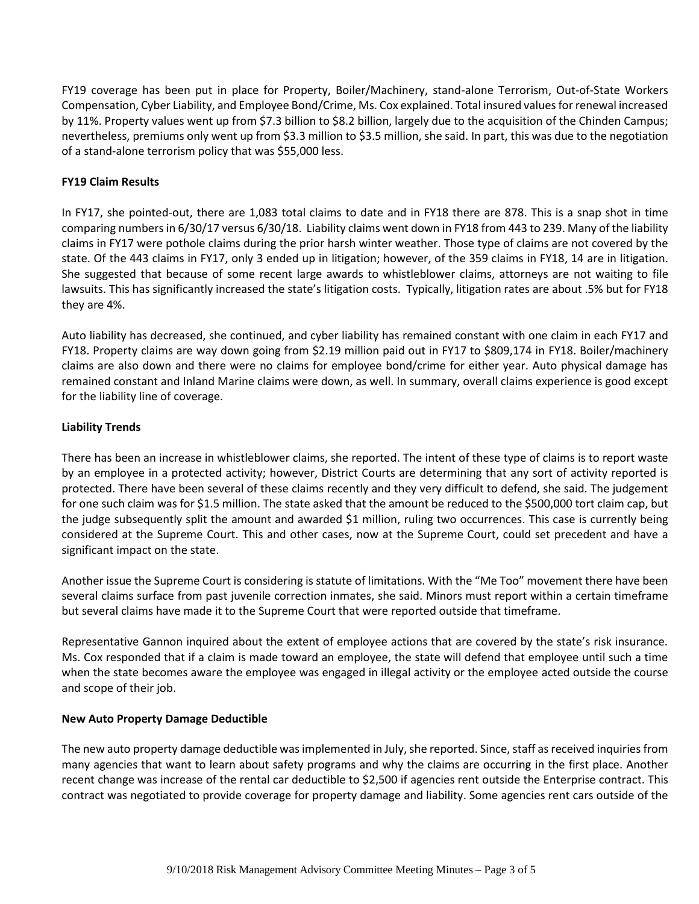FY19 coverage has been put in place for Property, Boiler/Machinery, stand-alone Terrorism, Out-of-State Workers Compensation, Cyber Liability, and Employee Bond/Crime, Ms. Cox explained. Total insured values for renewal increased by 11%. Property values went up from $7.3 billion to $8.2 billion, largely due to the acquisition of the Chinden Campus; nevertheless, premiums only went up from $3.3 million to $3.5 million, she said. In part, this was due to the negotiation of a stand-alone terrorism policy that was $55,000 less.

**FY19 Claim Results**

In FY17, she pointed-out, there are 1,083 total claims to date and in FY18 there are 878. This is a snap shot in time comparing numbers in 6/30/17 versus 6/30/18. Liability claims went down in FY18 from 443 to 239. Many of the liability claims in FY17 were pothole claims during the prior harsh winter weather. Those type of claims are not covered by the state. Of the 443 claims in FY17, only 3 ended up in litigation; however, of the 359 claims in FY18, 14 are in litigation. She suggested that because of some recent large awards to whistleblower claims, attorneys are not waiting to file lawsuits. This has significantly increased the state's litigation costs. Typically, litigation rates are about .5% but for FY18 they are 4%.

Auto liability has decreased, she continued, and cyber liability has remained constant with one claim in each FY17 and FY18. Property claims are way down going from $2.19 million paid out in FY17 to $809,174 in FY18. Boiler/machinery claims are also down and there were no claims for employee bond/crime for either year. Auto physical damage has remained constant and Inland Marine claims were down, as well. In summary, overall claims experience is good except for the liability line of coverage.

**Liability Trends**

There has been an increase in whistleblower claims, she reported. The intent of these type of claims is to report waste by an employee in a protected activity; however, District Courts are determining that any sort of activity reported is protected. There have been several of these claims recently and they very difficult to defend, she said. The judgement for one such claim was for $1.5 million. The state asked that the amount be reduced to the $500,000 tort claim cap, but the judge subsequently split the amount and awarded $1 million, ruling two occurrences. This case is currently being considered at the Supreme Court. This and other cases, now at the Supreme Court, could set precedent and have a significant impact on the state.

Another issue the Supreme Court is considering is statute of limitations. With the "Me Too" movement there have been several claims surface from past juvenile correction inmates, she said. Minors must report within a certain timeframe but several claims have made it to the Supreme Court that were reported outside that timeframe.

Representative Gannon inquired about the extent of employee actions that are covered by the state's risk insurance. Ms. Cox responded that if a claim is made toward an employee, the state will defend that employee until such a time when the state becomes aware the employee was engaged in illegal activity or the employee acted outside the course and scope of their job.

**New Auto Property Damage Deductible**

The new auto property damage deductible was implemented in July, she reported. Since, staff as received inquiries from many agencies that want to learn about safety programs and why the claims are occurring in the first place. Another recent change was increase of the rental car deductible to $2,500 if agencies rent outside the Enterprise contract. This contract was negotiated to provide coverage for property damage and liability. Some agencies rent cars outside of the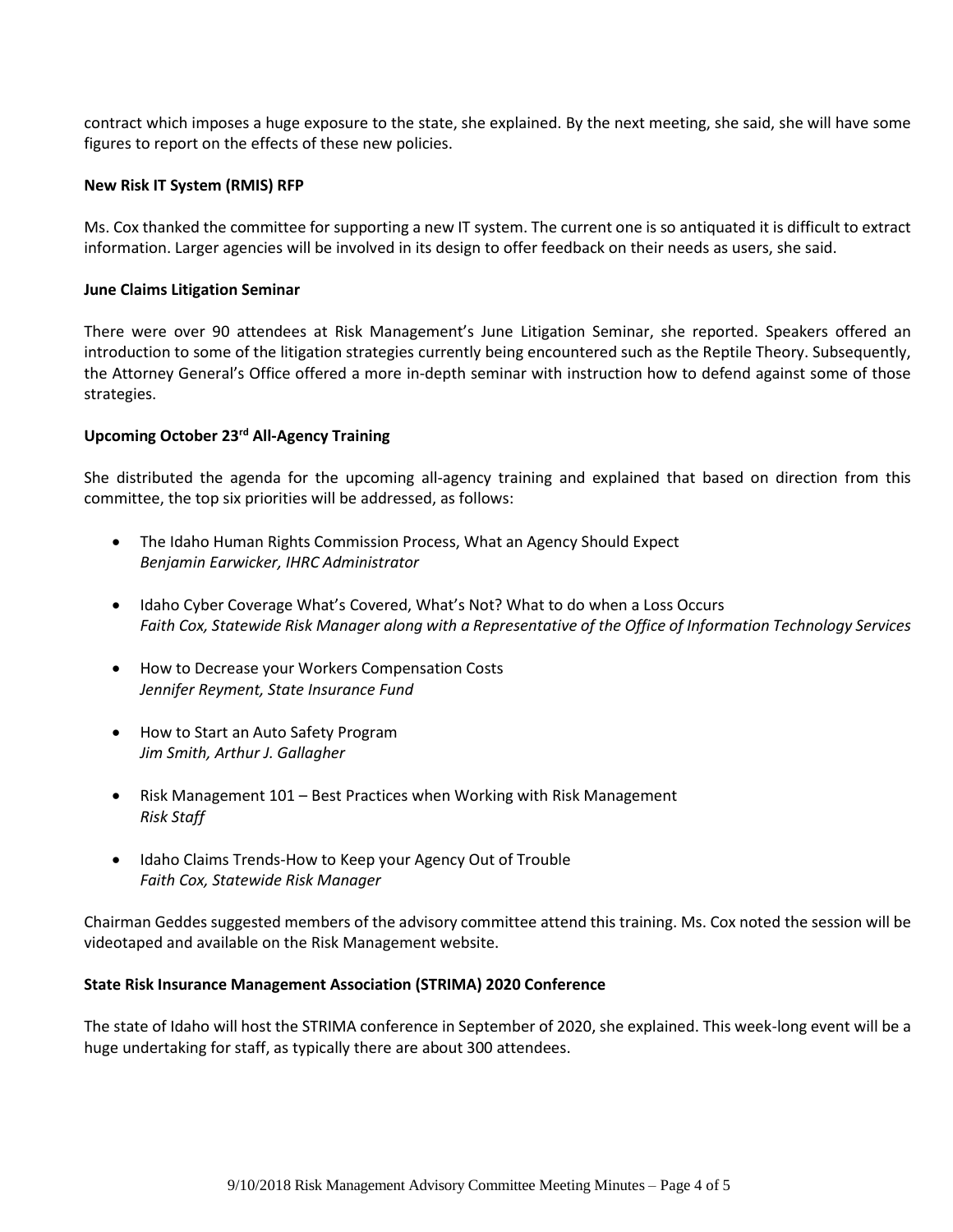contract which imposes a huge exposure to the state, she explained. By the next meeting, she said, she will have some figures to report on the effects of these new policies.

**New Risk IT System (RMIS) RFP**

Ms. Cox thanked the committee for supporting a new IT system. The current one is so antiquated it is difficult to extract information. Larger agencies will be involved in its design to offer feedback on their needs as users, she said.

**June Claims Litigation Seminar**

There were over 90 attendees at Risk Management's June Litigation Seminar, she reported. Speakers offered an introduction to some of the litigation strategies currently being encountered such as the Reptile Theory. Subsequently, the Attorney General's Office offered a more in-depth seminar with instruction how to defend against some of those strategies.

**Upcoming October 23rd All-Agency Training**

She distributed the agenda for the upcoming all-agency training and explained that based on direction from this committee, the top six priorities will be addressed, as follows:

- The Idaho Human Rights Commission Process, What an Agency Should Expect
  *Benjamin Earwicker, IHRC Administrator*
- Idaho Cyber Coverage What's Covered, What's Not? What to do when a Loss Occurs
  *Faith Cox, Statewide Risk Manager along with a Representative of the Office of Information Technology Services*
- How to Decrease your Workers Compensation Costs
  *Jennifer Reyment, State Insurance Fund*
- How to Start an Auto Safety Program
  *Jim Smith, Arthur J. Gallagher*
- Risk Management 101 – Best Practices when Working with Risk Management
  *Risk Staff*
- Idaho Claims Trends-How to Keep your Agency Out of Trouble
  *Faith Cox, Statewide Risk Manager*

Chairman Geddes suggested members of the advisory committee attend this training. Ms. Cox noted the session will be videotaped and available on the Risk Management website.

**State Risk Insurance Management Association (STRIMA) 2020 Conference**

The state of Idaho will host the STRIMA conference in September of 2020, she explained. This week-long event will be a huge undertaking for staff, as typically there are about 300 attendees.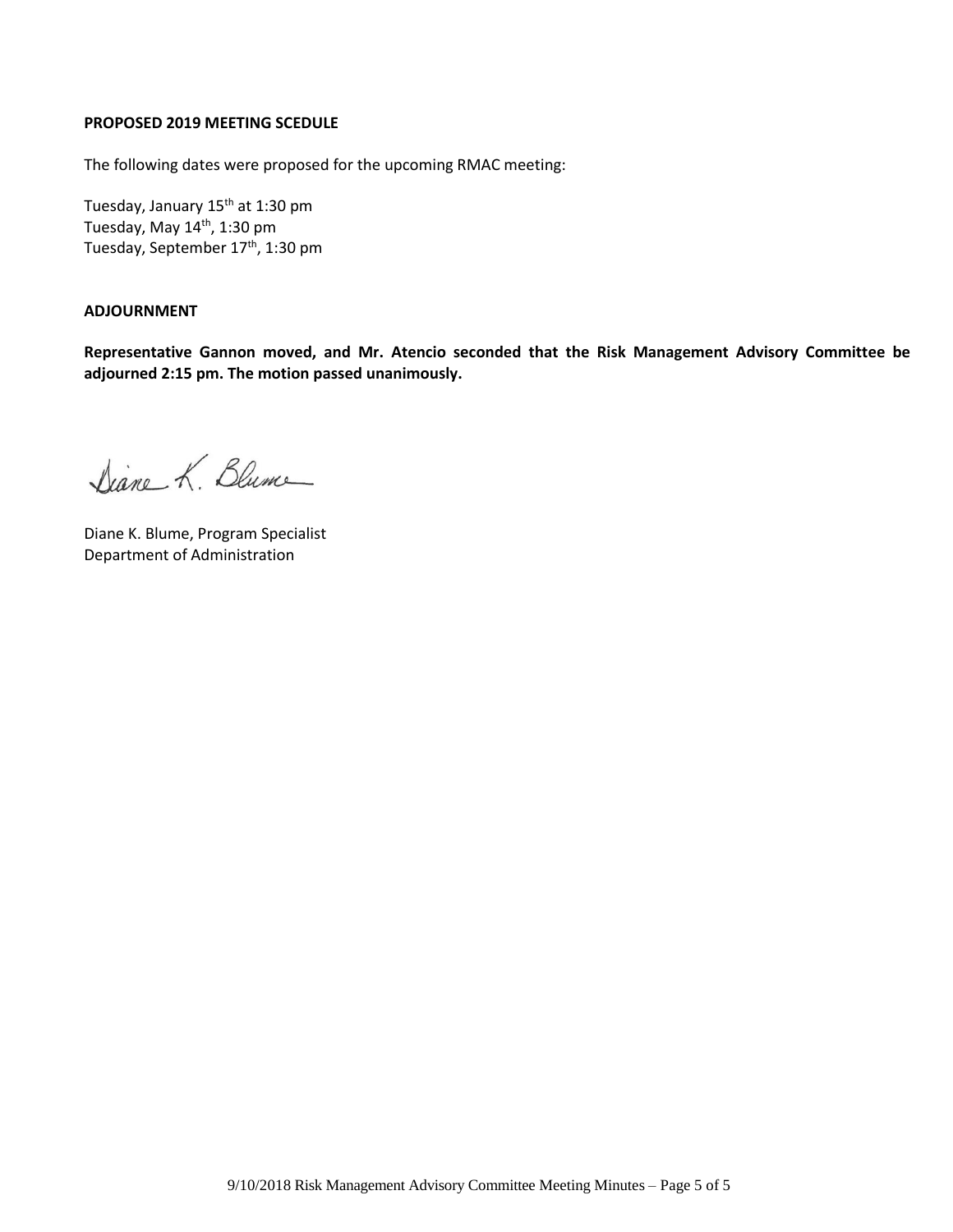**PROPOSED 2019 MEETING SCEDULE**

The following dates were proposed for the upcoming RMAC meeting:

Tuesday, January 15th at 1:30 pm
Tuesday, May 14th, 1:30 pm
Tuesday, September 17th, 1:30 pm

**ADJOURNMENT**

**Representative Gannon moved, and Mr. Atencio seconded that the Risk Management Advisory Committee be adjourned 2:15 pm. The motion passed unanimously.**

Diane K. Blume

Diane K. Blume, Program Specialist
Department of Administration